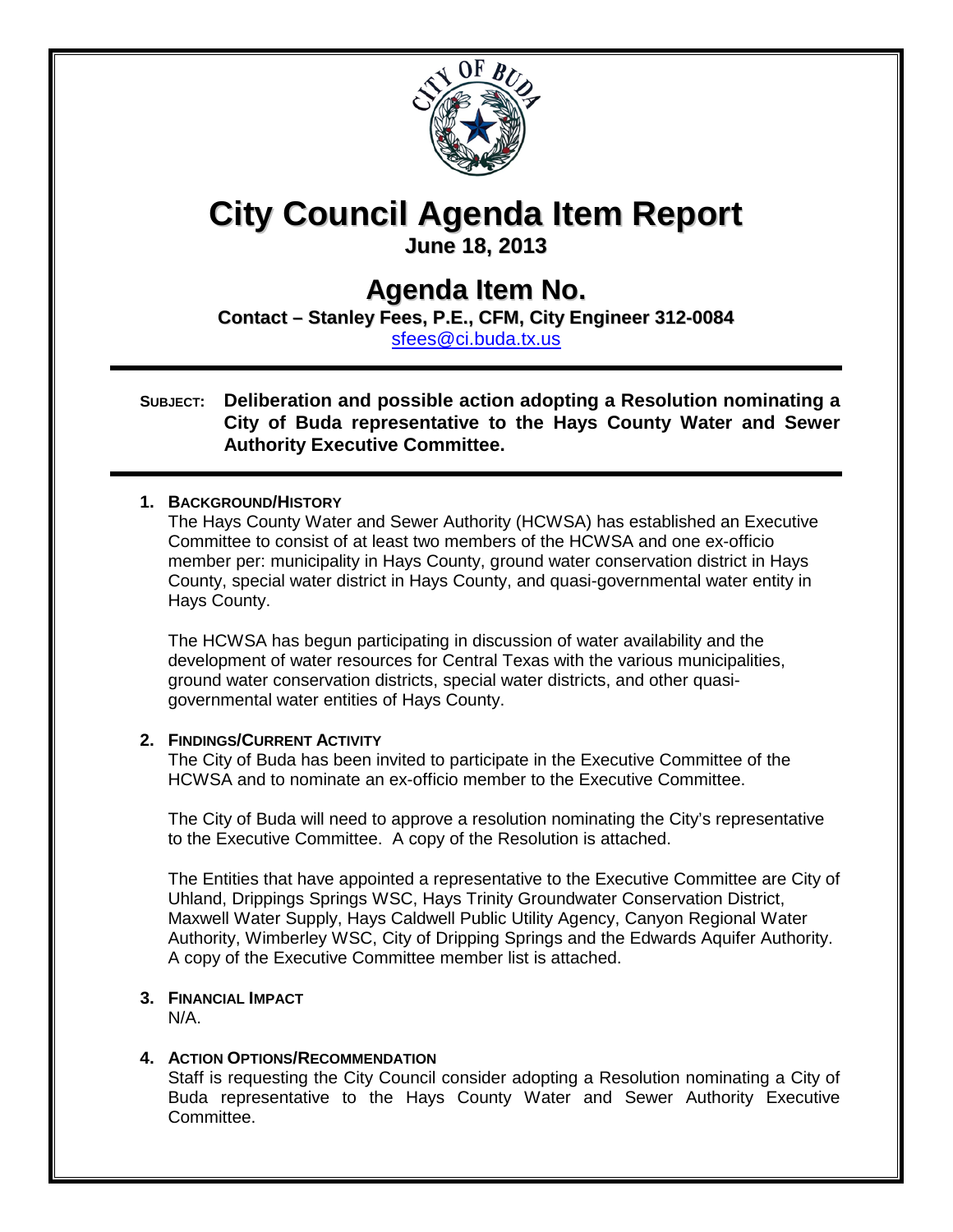# City Council Agenda Item Report

**June 18, 2013**

## Agenda Item No.

**Contact – Stanley Fees, P.E., CFM, City Engineer 312-0084**

sfees@ci.buda.tx.us

---

**SUBJECT: Deliberation and possible action adopting a Resolution nominating a City of Buda representative to the Hays County Water and Sewer Authority Executive Committee.**

---

1. **BACKGROUND/HISTORY**

   The Hays County Water and Sewer Authority (HCWSA) has established an Executive Committee to consist of at least two members of the HCWSA and one ex-officio member per: municipality in Hays County, ground water conservation district in Hays County, special water district in Hays County, and quasi-governmental water entity in Hays County.

   The HCWSA has begun participating in discussion of water availability and the development of water resources for Central Texas with the various municipalities, ground water conservation districts, special water districts, and other quasi-governmental water entities of Hays County.

2. **FINDINGS/CURRENT ACTIVITY**

   The City of Buda has been invited to participate in the Executive Committee of the HCWSA and to nominate an ex-officio member to the Executive Committee.

   The City of Buda will need to approve a resolution nominating the City's representative to the Executive Committee. A copy of the Resolution is attached.

   The Entities that have appointed a representative to the Executive Committee are City of Uhland, Drippings Springs WSC, Hays Trinity Groundwater Conservation District, Maxwell Water Supply, Hays Caldwell Public Utility Agency, Canyon Regional Water Authority, Wimberley WSC, City of Dripping Springs and the Edwards Aquifer Authority. A copy of the Executive Committee member list is attached.

3. **FINANCIAL IMPACT**

   N/A.

4. **ACTION OPTIONS/RECOMMENDATION**

   Staff is requesting the City Council consider adopting a Resolution nominating a City of Buda representative to the Hays County Water and Sewer Authority Executive Committee.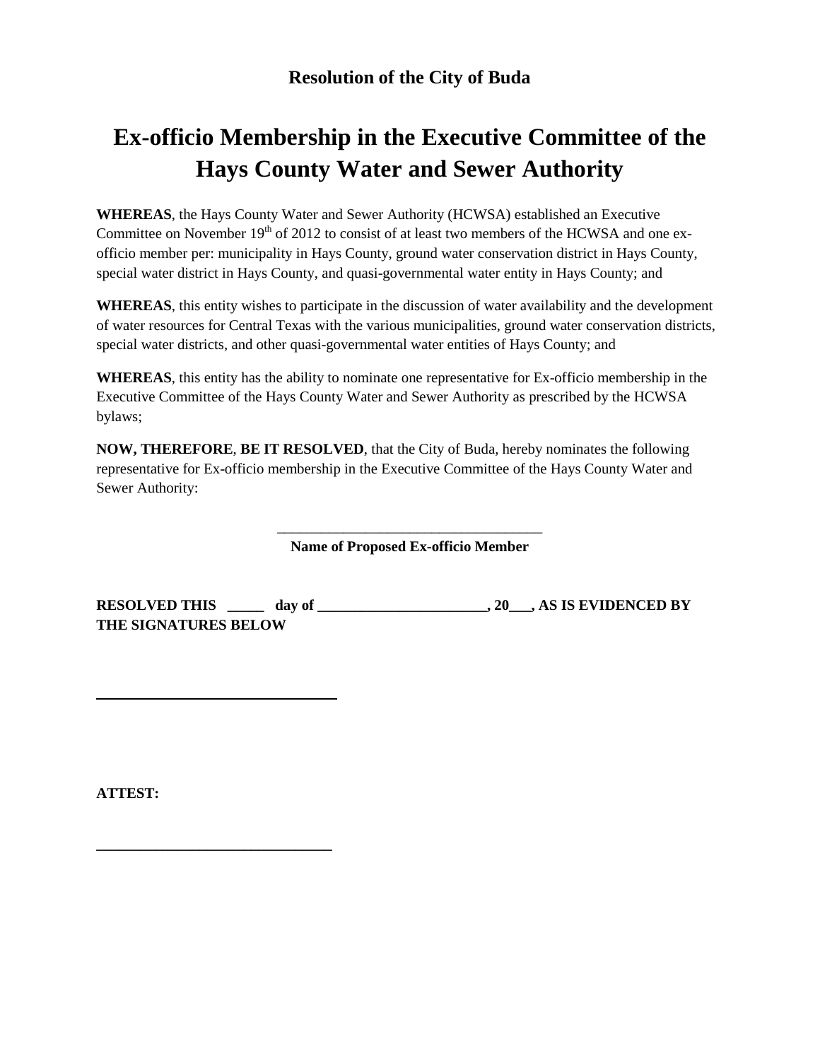**Resolution of the City of Buda**

# Ex-officio Membership in the Executive Committee of the Hays County Water and Sewer Authority

**WHEREAS**, the Hays County Water and Sewer Authority (HCWSA) established an Executive Committee on November 19th of 2012 to consist of at least two members of the HCWSA and one ex-officio member per: municipality in Hays County, ground water conservation district in Hays County, special water district in Hays County, and quasi-governmental water entity in Hays County; and

**WHEREAS**, this entity wishes to participate in the discussion of water availability and the development of water resources for Central Texas with the various municipalities, ground water conservation districts, special water districts, and other quasi-governmental water entities of Hays County; and

**WHEREAS**, this entity has the ability to nominate one representative for Ex-officio membership in the Executive Committee of the Hays County Water and Sewer Authority as prescribed by the HCWSA bylaws;

**NOW, THEREFORE**, **BE IT RESOLVED**, that the City of Buda, hereby nominates the following representative for Ex-officio membership in the Executive Committee of the Hays County Water and Sewer Authority:

____________________________________

**Name of Proposed Ex-officio Member**

**RESOLVED THIS _____ day of _______________________, 20___, AS IS EVIDENCED BY THE SIGNATURES BELOW**

________________________________

**ATTEST:**

________________________________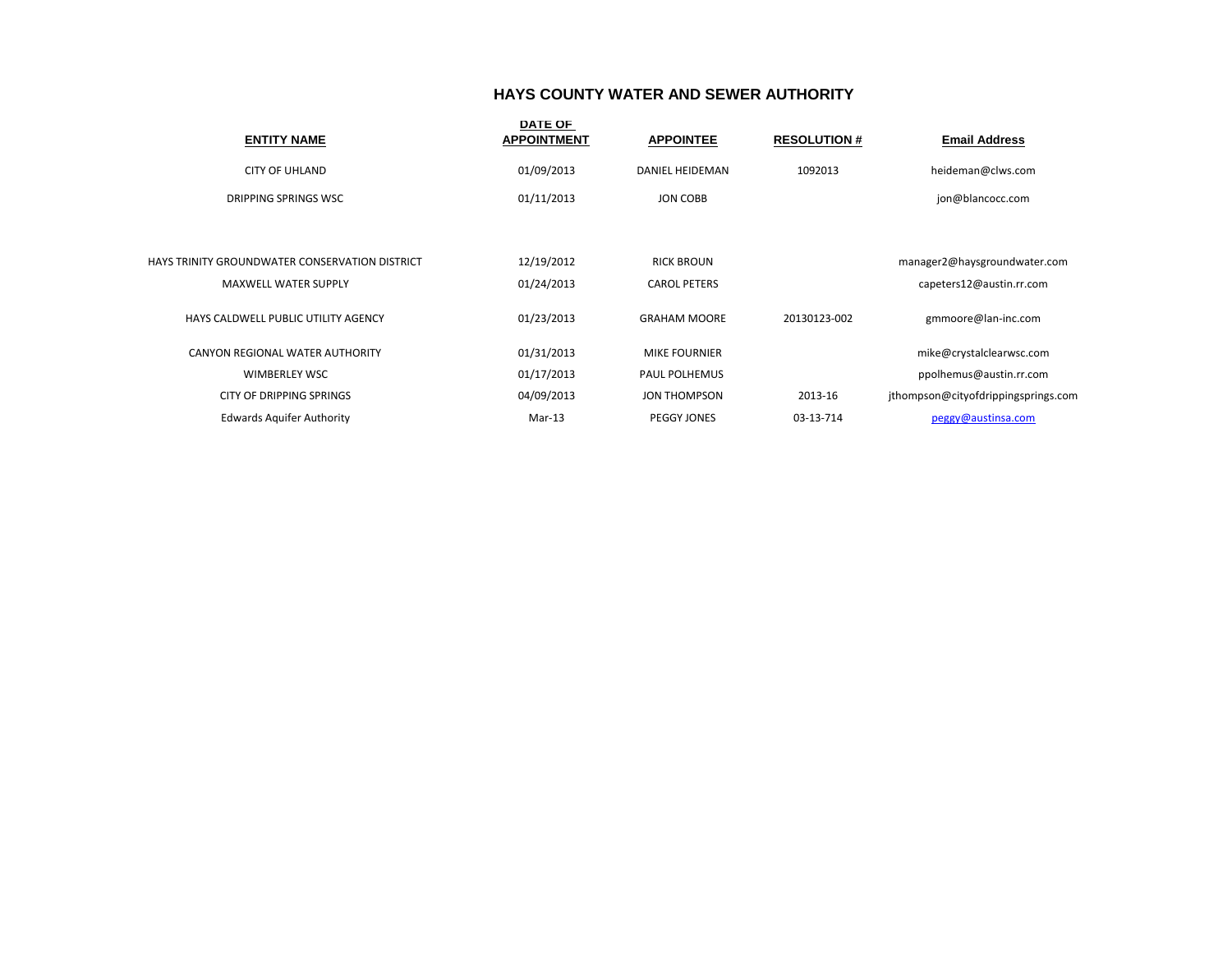## HAYS COUNTY WATER AND SEWER AUTHORITY

| ENTITY NAME | DATE OF APPOINTMENT | APPOINTEE | RESOLUTION # | Email Address |
|---|---|---|---|---|
| CITY OF UHLAND | 01/09/2013 | DANIEL HEIDEMAN | 1092013 | heideman@clws.com |
| DRIPPING SPRINGS WSC | 01/11/2013 | JON COBB | | jon@blancocc.com |
| HAYS TRINITY GROUNDWATER CONSERVATION DISTRICT | 12/19/2012 | RICK BROUN | | manager2@haysgroundwater.com |
| MAXWELL WATER SUPPLY | 01/24/2013 | CAROL PETERS | | capeters12@austin.rr.com |
| HAYS CALDWELL PUBLIC UTILITY AGENCY | 01/23/2013 | GRAHAM MOORE | 20130123-002 | gmmoore@lan-inc.com |
| CANYON REGIONAL WATER AUTHORITY | 01/31/2013 | MIKE FOURNIER | | mike@crystalclearwsc.com |
| WIMBERLEY WSC | 01/17/2013 | PAUL POLHEMUS | | ppolhemus@austin.rr.com |
| CITY OF DRIPPING SPRINGS | 04/09/2013 | JON THOMPSON | 2013-16 | jthompson@cityofdrippingsprings.com |
| Edwards Aquifer Authority | Mar-13 | PEGGY JONES | 03-13-714 | peggy@austinsa.com |